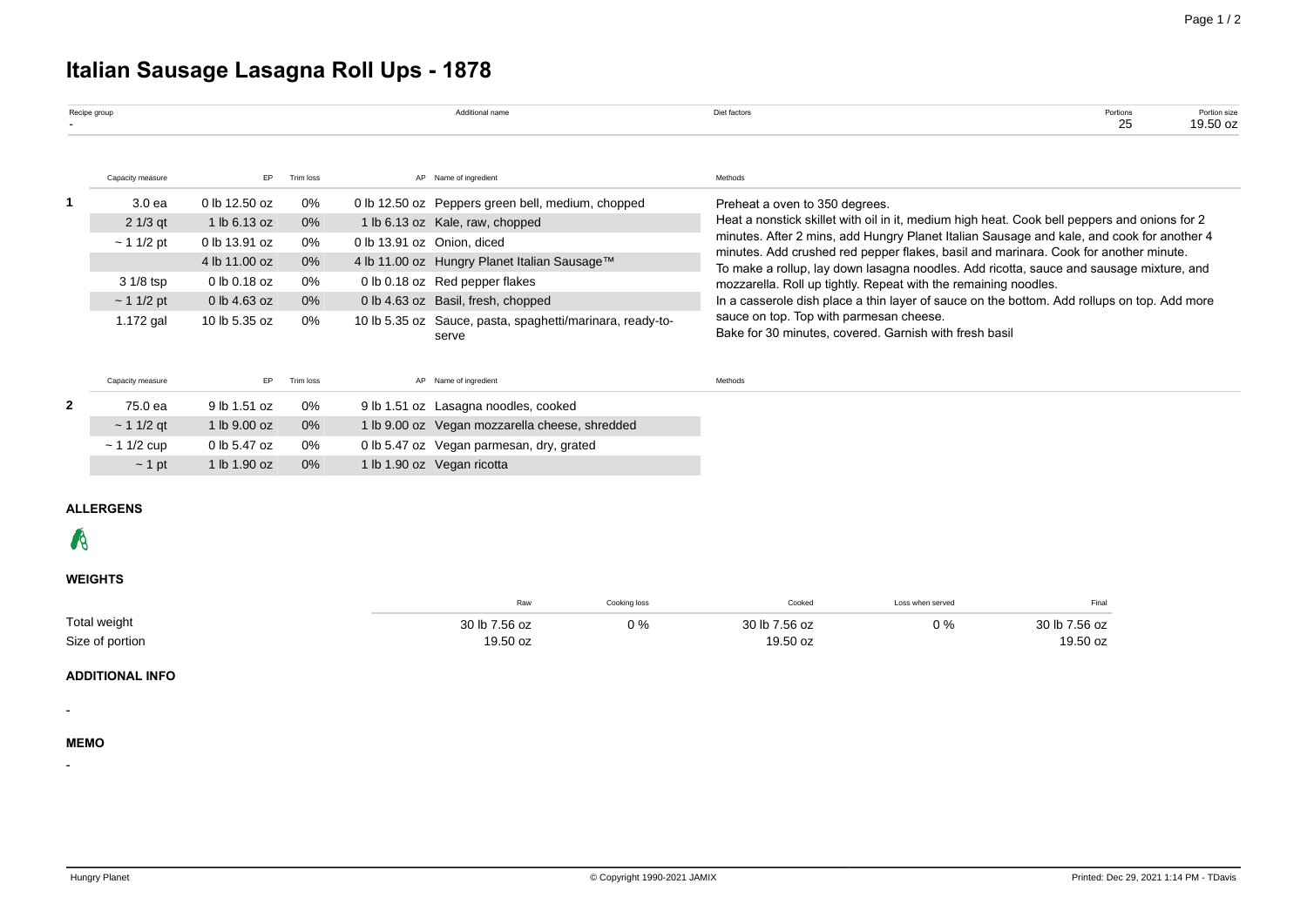# Italian Sausage Lasagna Roll Ups - 1878

| Recipe group | Additional name | Diet factors | Portions | Portion size |
|---|---|---|---|---|
| - | | | 25 | 19.50 oz |

| | Capacity measure | EP | Trim loss | AP | Name of ingredient | Methods |
|---|---|---|---|---|---|---|
| 1 | 3.0 ea | 0 lb 12.50 oz | 0% | 0 lb 12.50 oz | Peppers green bell, medium, chopped | Preheat a oven to 350 degrees. Heat a nonstick skillet with oil in it, medium high heat. Cook bell peppers and onions for 2 minutes. After 2 mins, add Hungry Planet Italian Sausage and kale, and cook for another 4 minutes. Add crushed red pepper flakes, basil and marinara. Cook for another minute. To make a rollup, lay down lasagna noodles. Add ricotta, sauce and sausage mixture, and mozzarella. Roll up tightly. Repeat with the remaining noodles. In a casserole dish place a thin layer of sauce on the bottom. Add rollups on top. Add more sauce on top. Top with parmesan cheese. Bake for 30 minutes, covered. Garnish with fresh basil |
| | 2 1/3 qt | 1 lb 6.13 oz | 0% | 1 lb 6.13 oz | Kale, raw, chopped | |
| | ~ 1 1/2 pt | 0 lb 13.91 oz | 0% | 0 lb 13.91 oz | Onion, diced | |
| | | 4 lb 11.00 oz | 0% | 4 lb 11.00 oz | Hungry Planet Italian Sausage™ | |
| | 3 1/8 tsp | 0 lb 0.18 oz | 0% | 0 lb 0.18 oz | Red pepper flakes | |
| | ~ 1 1/2 pt | 0 lb 4.63 oz | 0% | 0 lb 4.63 oz | Basil, fresh, chopped | |
| | 1.172 gal | 10 lb 5.35 oz | 0% | 10 lb 5.35 oz | Sauce, pasta, spaghetti/marinara, ready-to-serve | |

| | Capacity measure | EP | Trim loss | AP | Name of ingredient | Methods |
|---|---|---|---|---|---|---|
| 2 | 75.0 ea | 9 lb 1.51 oz | 0% | 9 lb 1.51 oz | Lasagna noodles, cooked | |
| | ~ 1 1/2 qt | 1 lb 9.00 oz | 0% | 1 lb 9.00 oz | Vegan mozzarella cheese, shredded | |
| | ~ 1 1/2 cup | 0 lb 5.47 oz | 0% | 0 lb 5.47 oz | Vegan parmesan, dry, grated | |
| | ~ 1 pt | 1 lb 1.90 oz | 0% | 1 lb 1.90 oz | Vegan ricotta | |

### ALLERGENS

### WEIGHTS

| | Raw | Cooking loss | Cooked | Loss when served | Final |
|---|---|---|---|---|---|
| Total weight | 30 lb 7.56 oz | 0 % | 30 lb 7.56 oz | 0 % | 30 lb 7.56 oz |
| Size of portion | 19.50 oz | | 19.50 oz | | 19.50 oz |

### ADDITIONAL INFO

-

### MEMO

-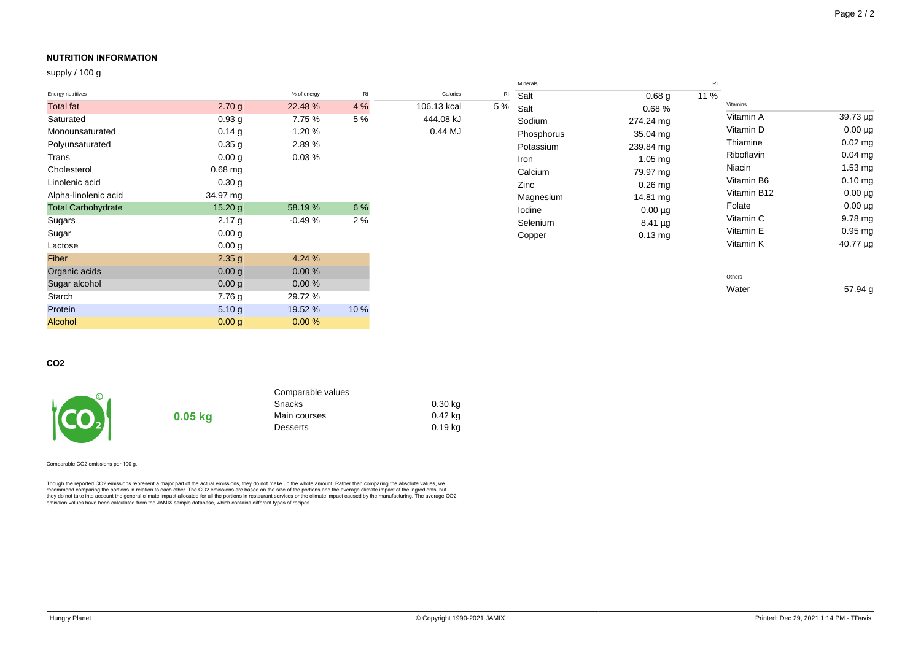## NUTRITION INFORMATION

supply / 100 g

| Energy nutritives | | % of energy | RI |
|---|---|---|---|
| Total fat | 2.70 g | 22.48 % | 4 % |
| Saturated | 0.93 g | 7.75 % | 5 % |
| Monounsaturated | 0.14 g | 1.20 % | |
| Polyunsaturated | 0.35 g | 2.89 % | |
| Trans | 0.00 g | 0.03 % | |
| Cholesterol | 0.68 mg | | |
| Linolenic acid | 0.30 g | | |
| Alpha-linolenic acid | 34.97 mg | | |
| Total Carbohydrate | 15.20 g | 58.19 % | 6 % |
| Sugars | 2.17 g | -0.49 % | 2 % |
| Sugar | 0.00 g | | |
| Lactose | 0.00 g | | |
| Fiber | 2.35 g | 4.24 % | |
| Organic acids | 0.00 g | 0.00 % | |
| Sugar alcohol | 0.00 g | 0.00 % | |
| Starch | 7.76 g | 29.72 % | |
| Protein | 5.10 g | 19.52 % | 10 % |
| Alcohol | 0.00 g | 0.00 % | |

| Calories | RI |
|---|---|
| 106.13 kcal | 5 % |
| 444.08 kJ | |
| 0.44 MJ | |

| Minerals | | RI |
|---|---|---|
| Salt | 0.68 g | 11 % |
| Salt | 0.68 % | |
| Sodium | 274.24 mg | |
| Phosphorus | 35.04 mg | |
| Potassium | 239.84 mg | |
| Iron | 1.05 mg | |
| Calcium | 79.97 mg | |
| Zinc | 0.26 mg | |
| Magnesium | 14.81 mg | |
| Iodine | 0.00 µg | |
| Selenium | 8.41 µg | |
| Copper | 0.13 mg | |

| Vitamins | |
|---|---|
| Vitamin A | 39.73 µg |
| Vitamin D | 0.00 µg |
| Thiamine | 0.02 mg |
| Riboflavin | 0.04 mg |
| Niacin | 1.53 mg |
| Vitamin B6 | 0.10 mg |
| Vitamin B12 | 0.00 µg |
| Folate | 0.00 µg |
| Vitamin C | 9.78 mg |
| Vitamin E | 0.95 mg |
| Vitamin K | 40.77 µg |

| Others | |
|---|---|
| Water | 57.94 g |

## CO2

**0.05 kg**

| Comparable values | |
|---|---|
| Snacks | 0.30 kg |
| Main courses | 0.42 kg |
| Desserts | 0.19 kg |

Comparable CO2 emissions per 100 g.

Though the reported CO2 emissions represent a major part of the actual emissions, they do not make up the whole amount. Rather than comparing the absolute values, we recommend comparing the portions in relation to each other. The CO2 emissions are based on the size of the portions and the average climate impact of the ingredients, but they do not take into account the general climate impact allocated for all the portions in restaurant services or the climate impact caused by the manufacturing. The average CO2 emission values have been calculated from the JAMIX sample database, which contains different types of recipes.